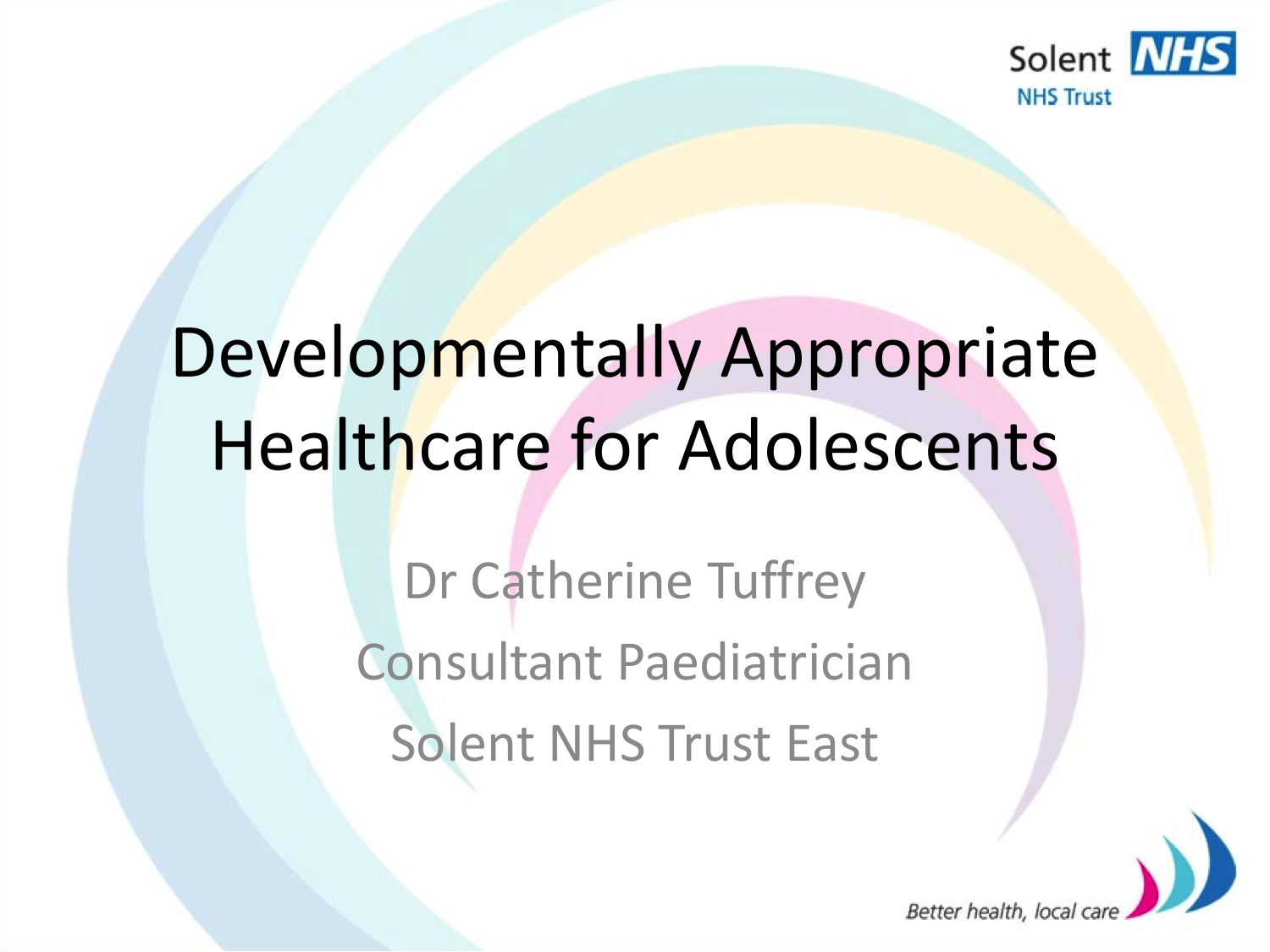# Developmentally Appropriate Healthcare for Adolescents

Dr Catherine Tuffrey

Consultant Paediatrician

Solent NHS Trust East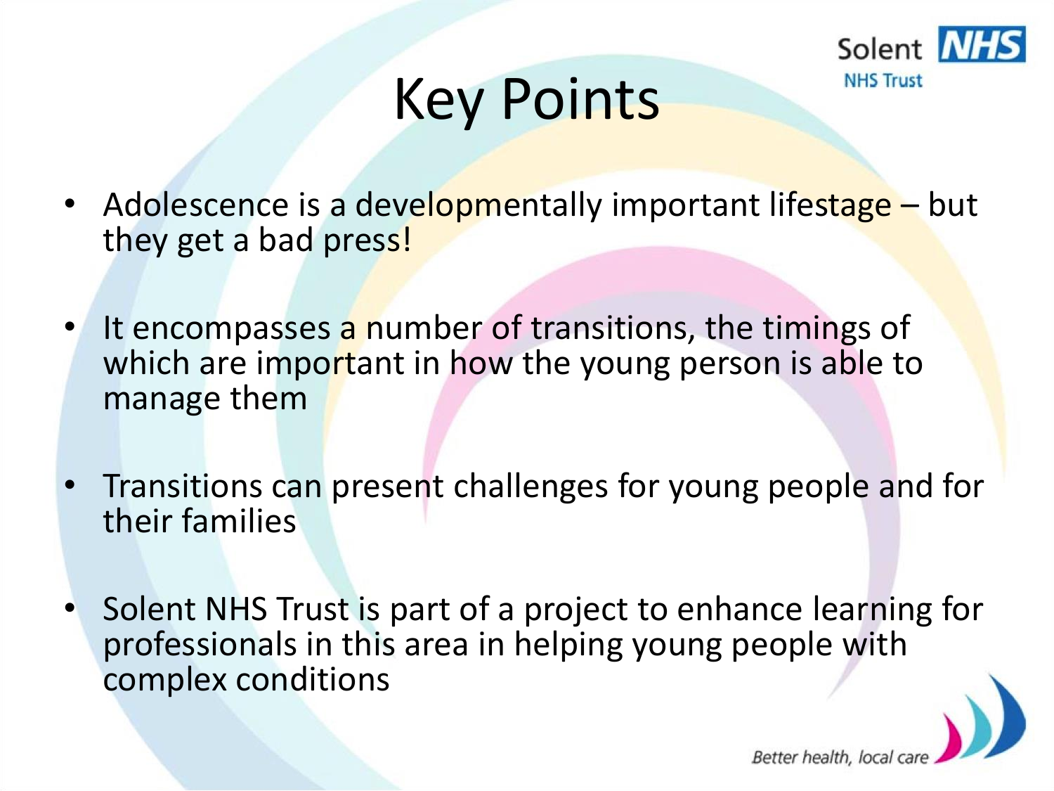# Key Points

- Adolescence is a developmentally important lifestage – but they get a bad press!

- It encompasses a number of transitions, the timings of which are important in how the young person is able to manage them

- Transitions can present challenges for young people and for their families

- Solent NHS Trust is part of a project to enhance learning for professionals in this area in helping young people with complex conditions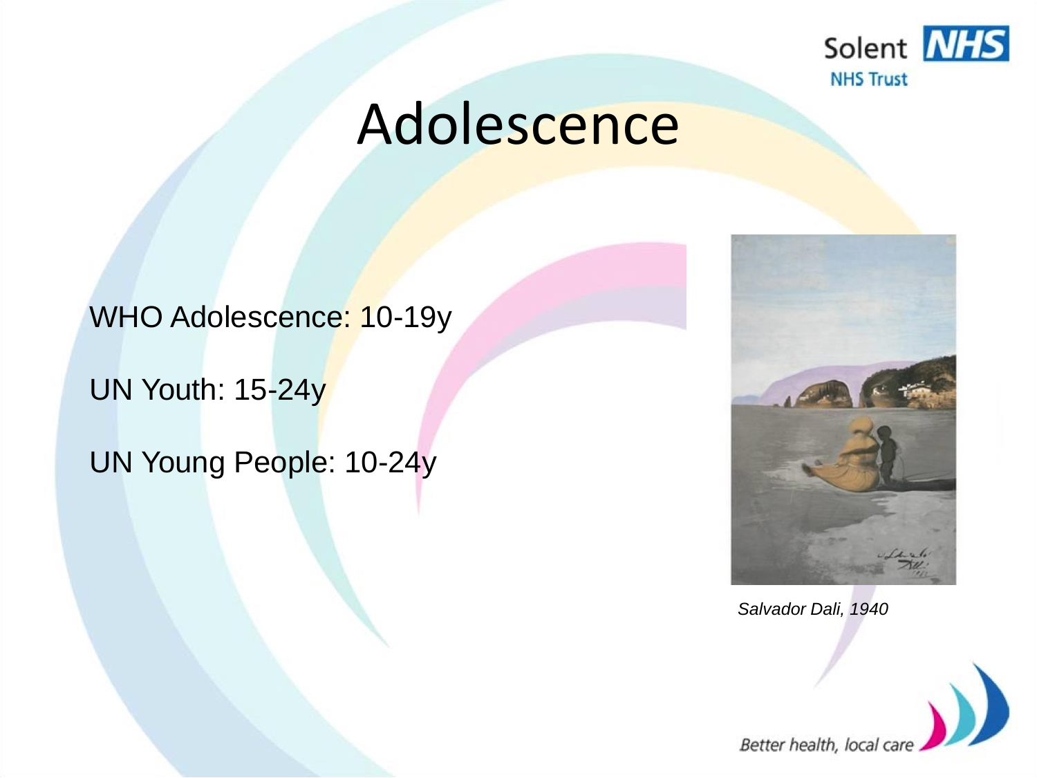# Adolescence

WHO Adolescence: 10-19y

UN Youth: 15-24y

UN Young People: 10-24y

*Salvador Dali, 1940*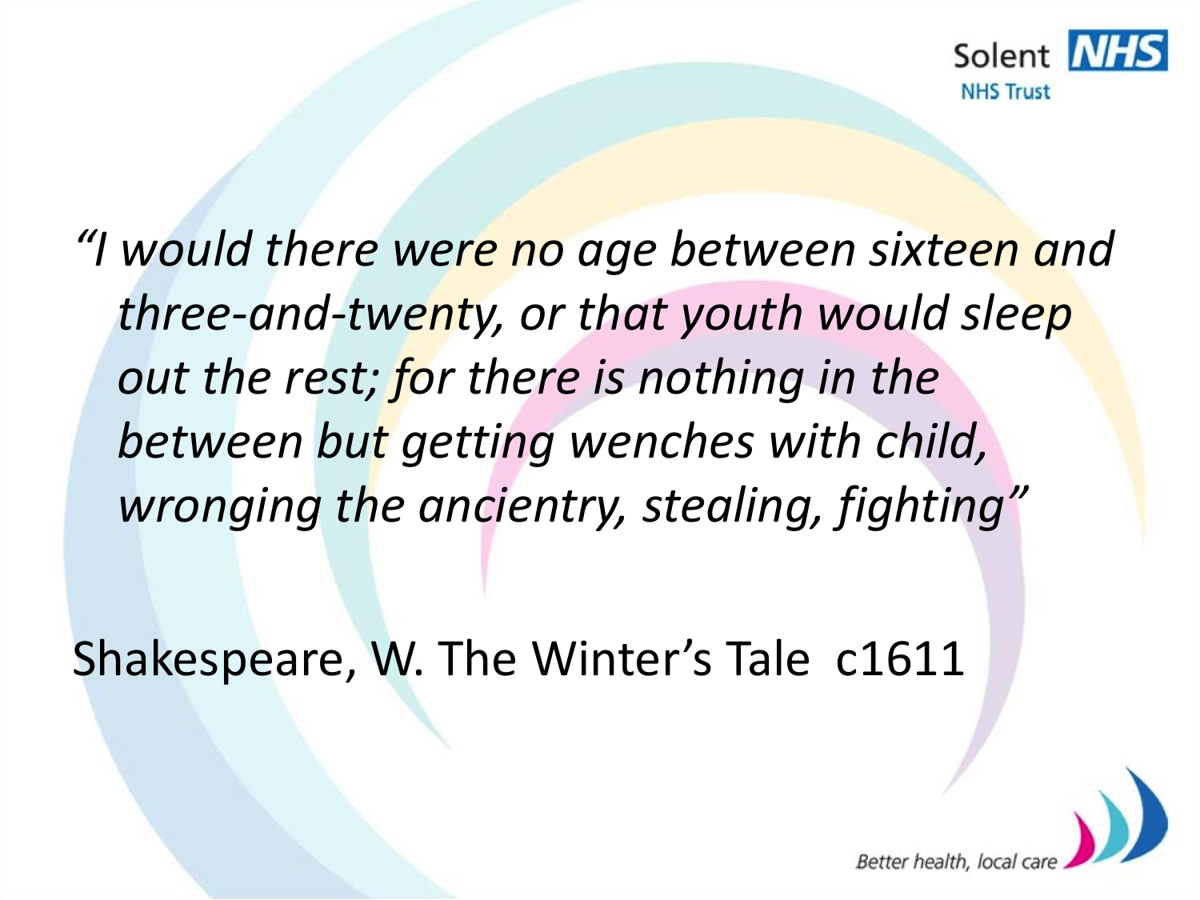*"I would there were no age between sixteen and three-and-twenty, or that youth would sleep out the rest; for there is nothing in the between but getting wenches with child, wronging the ancientry, stealing, fighting"*

Shakespeare, W. The Winter's Tale c1611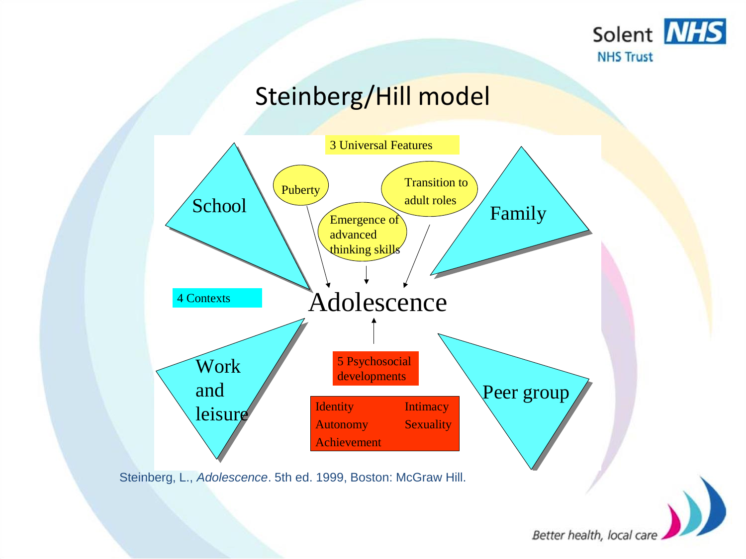# Steinberg/Hill model

3 Universal Features

- Puberty
- Emergence of advanced thinking skills
- Transition to adult roles

Adolescence

4 Contexts

- School
- Family
- Work and leisure
- Peer group

5 Psychosocial developments

- Identity
- Autonomy
- Achievement
- Intimacy
- Sexuality

Steinberg, L., *Adolescence*. 5th ed. 1999, Boston: McGraw Hill.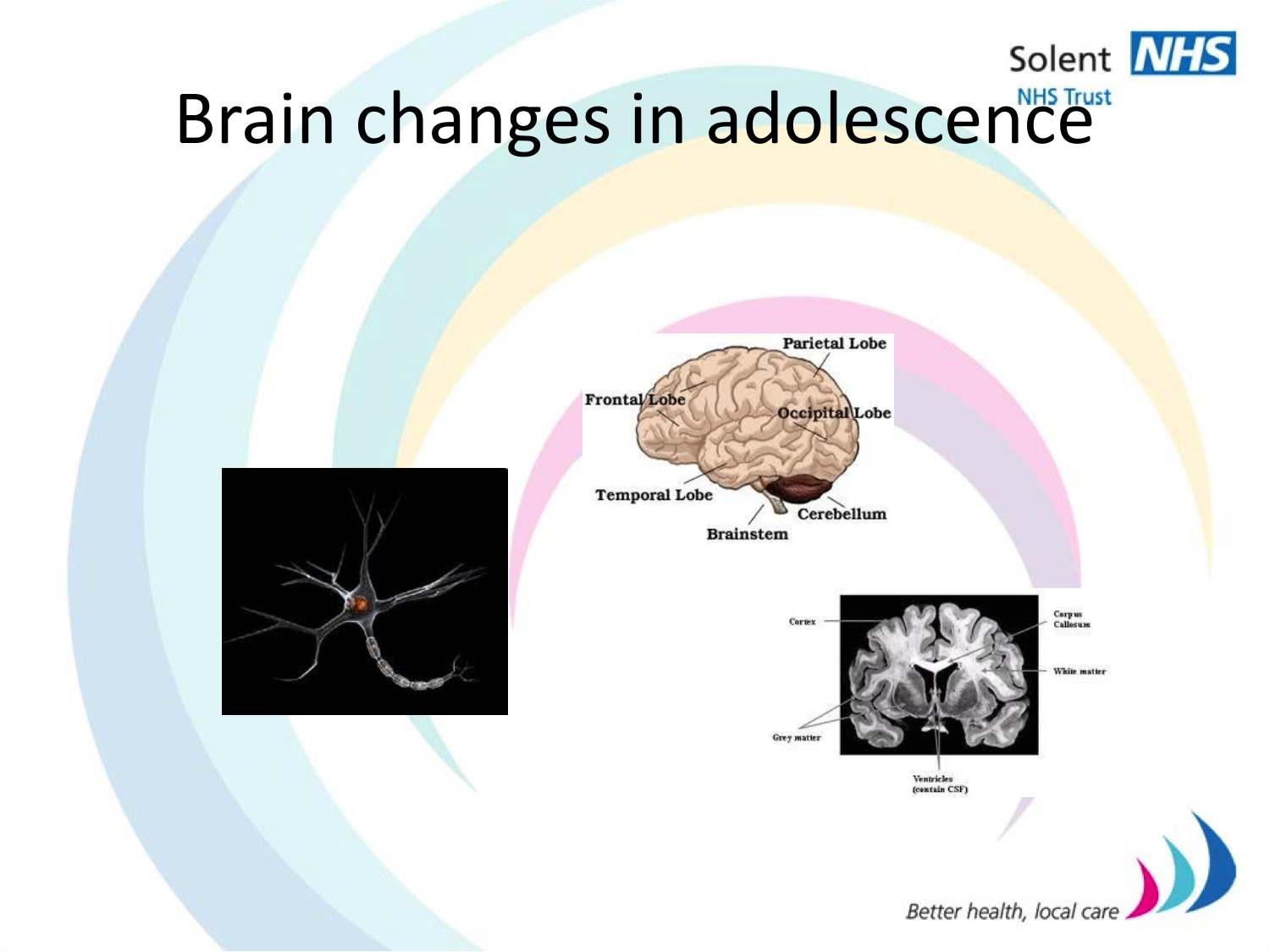# Brain changes in adolescence

Frontal Lobe
Parietal Lobe
Occipital Lobe
Temporal Lobe
Cerebellum
Brainstem

Cortex
Corpus Callosum
White matter
Grey matter
Ventricles (contain CSF)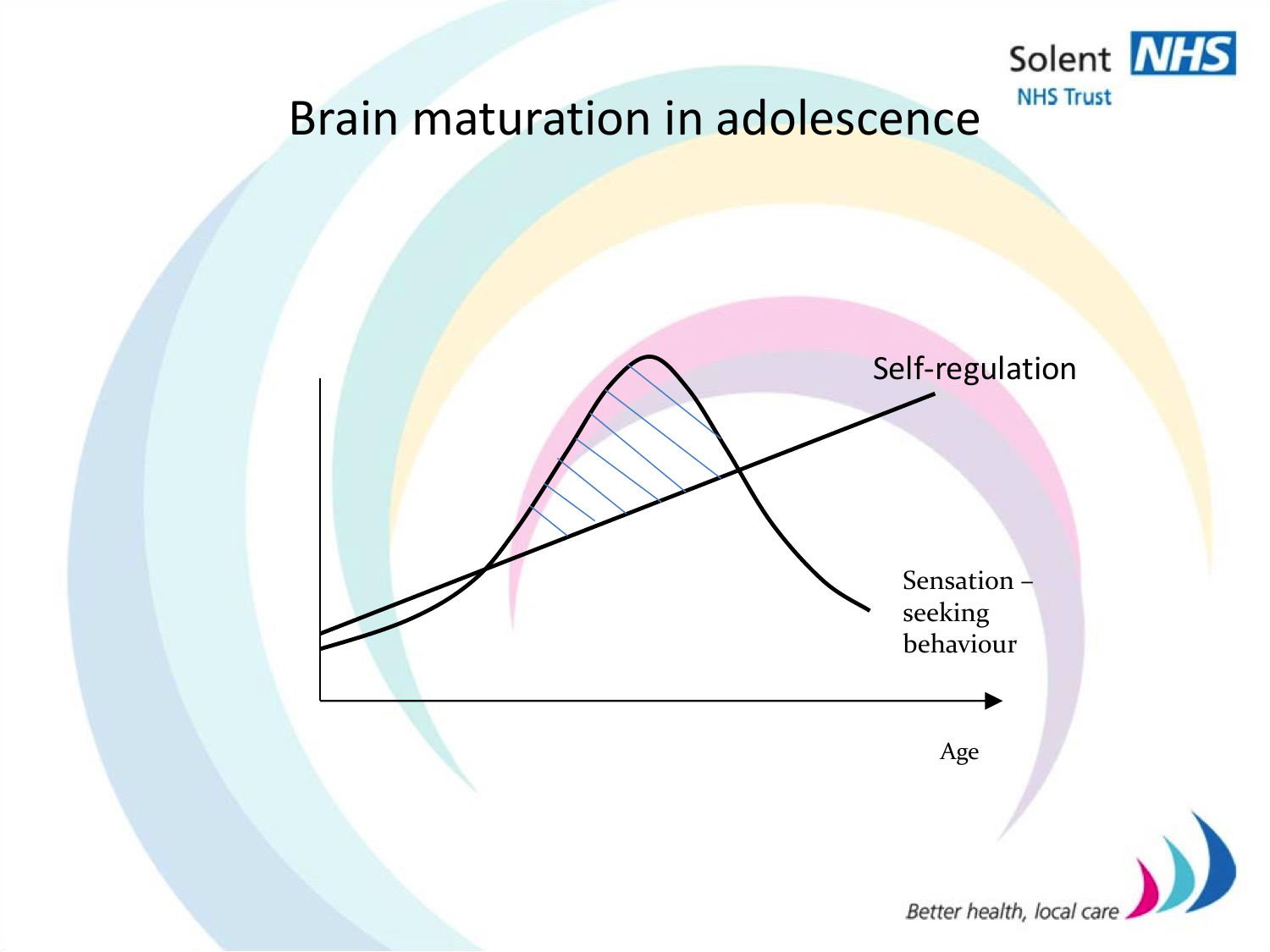# Brain maturation in adolescence

Self-regulation

Sensation – seeking behaviour

Age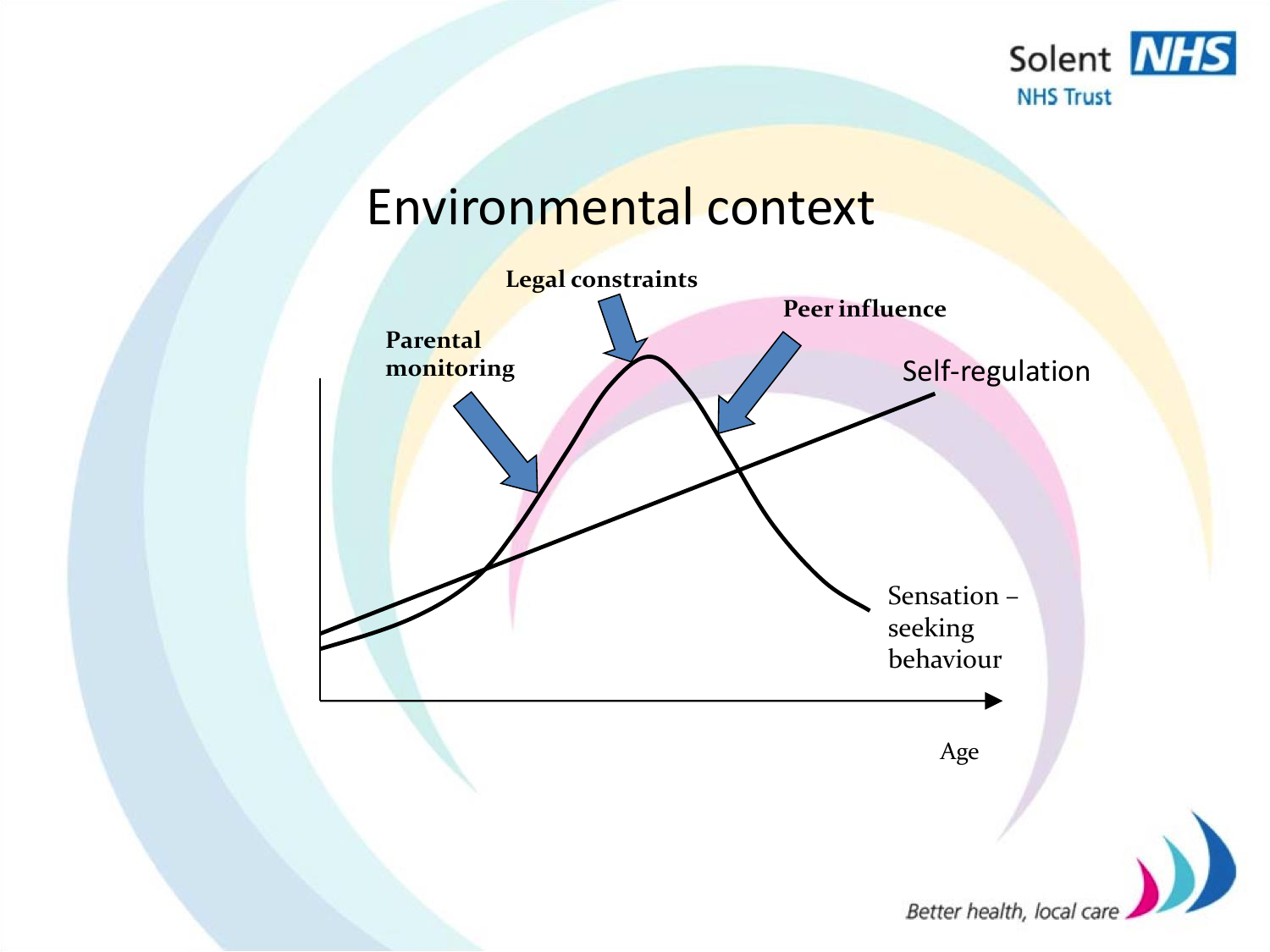# Environmental context

Legal constraints

Parental monitoring

Peer influence

Self-regulation

Sensation – seeking behaviour

Age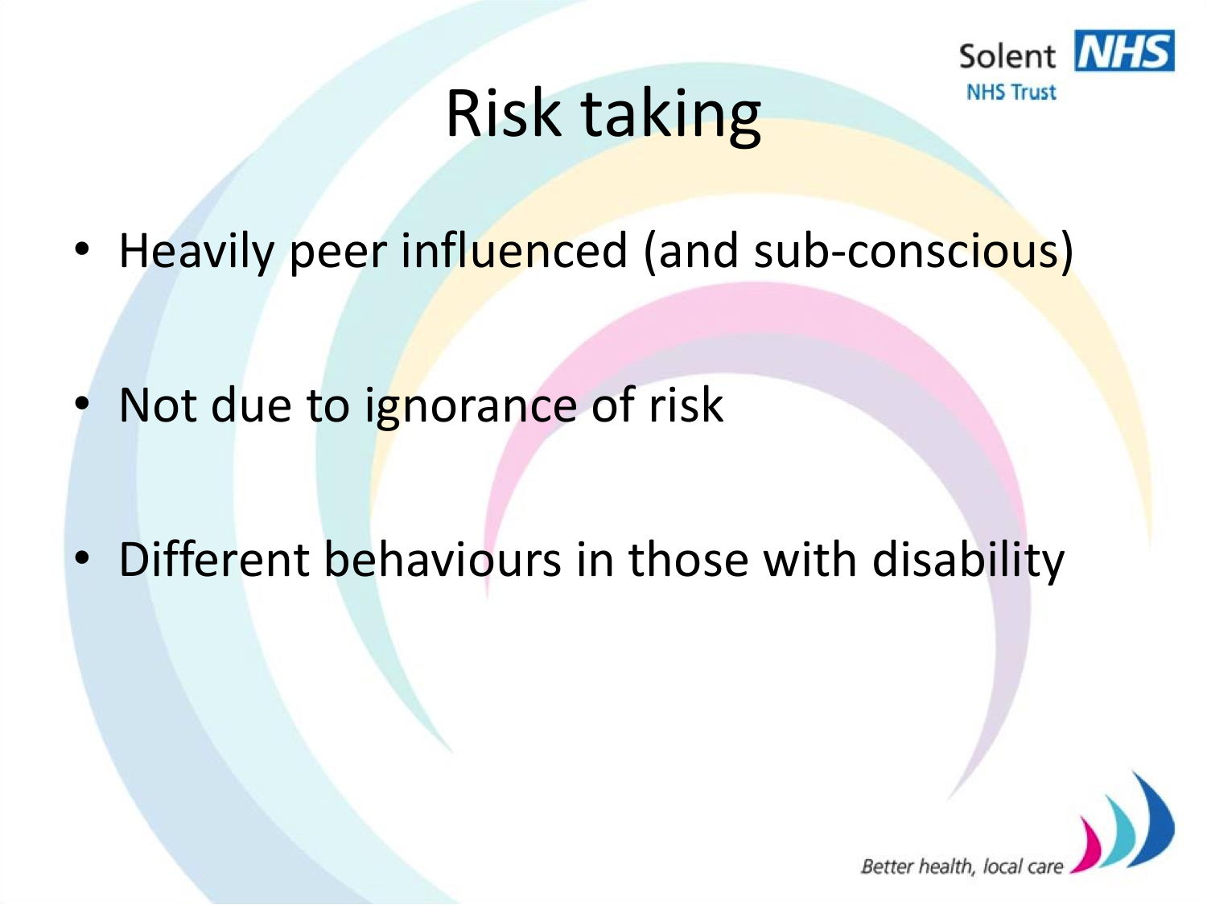# Risk taking

- Heavily peer influenced (and sub-conscious)
- Not due to ignorance of risk
- Different behaviours in those with disability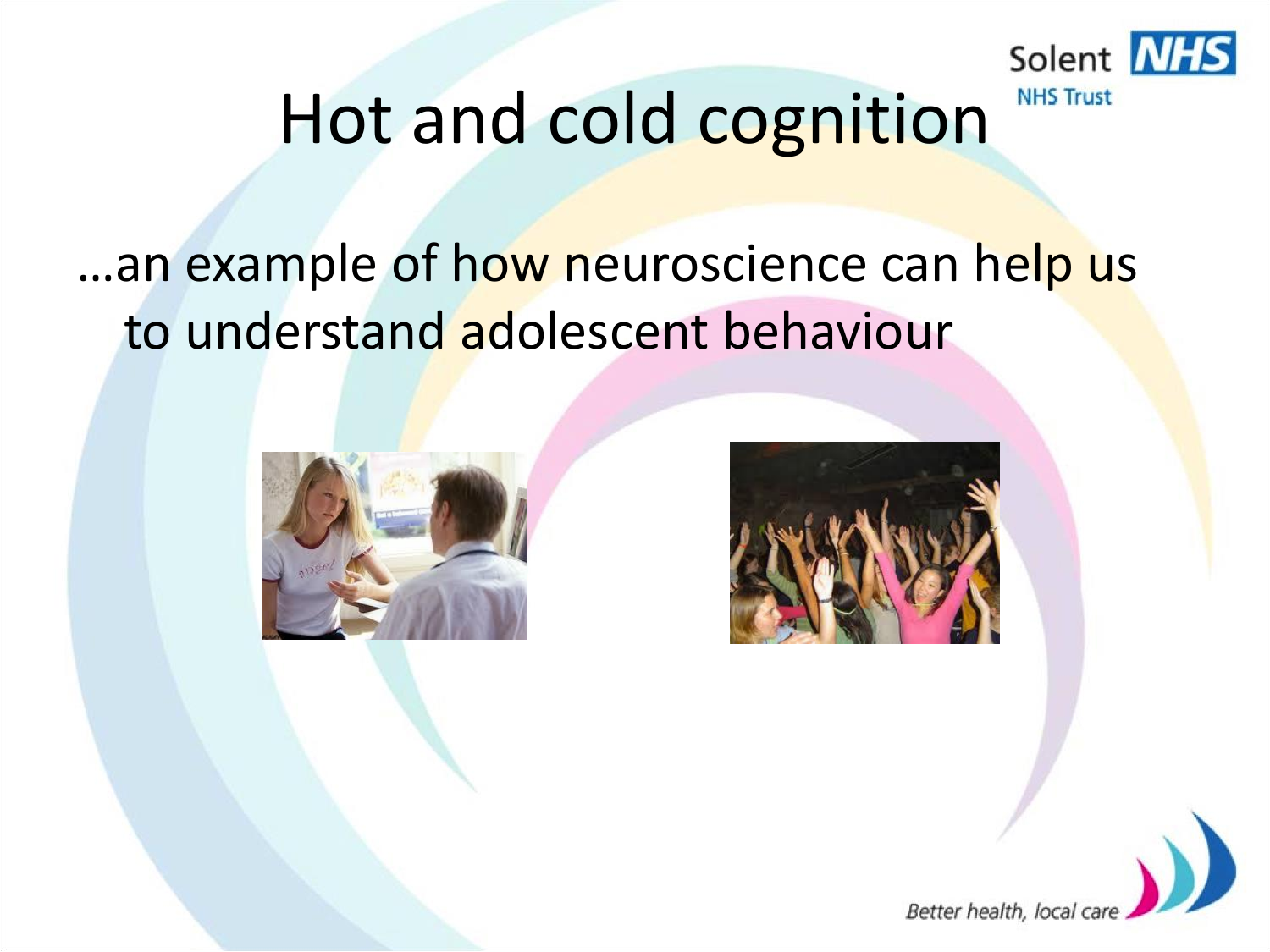# Hot and cold cognition

…an example of how neuroscience can help us to understand adolescent behaviour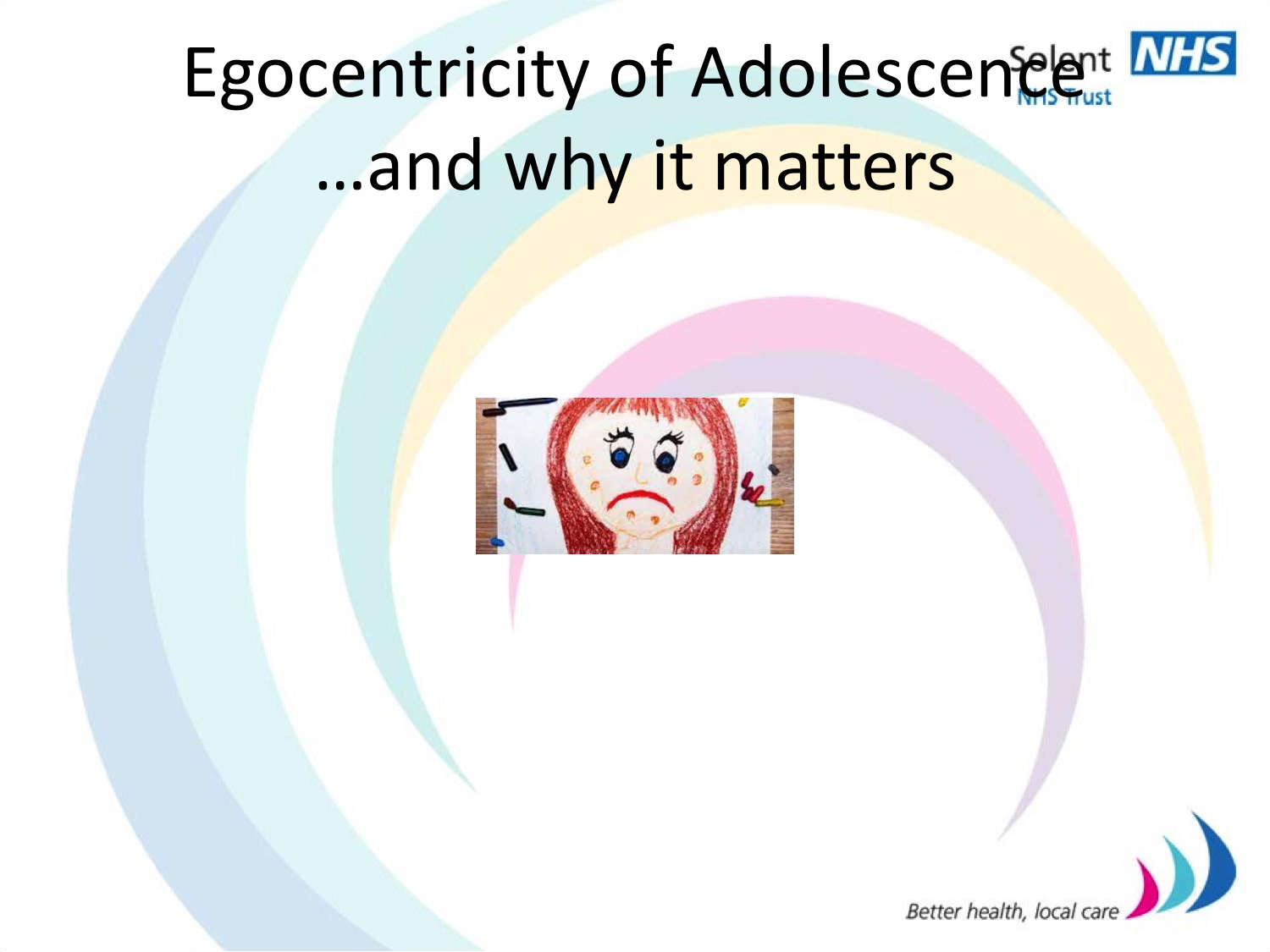# Egocentricity of Adolescence …and why it matters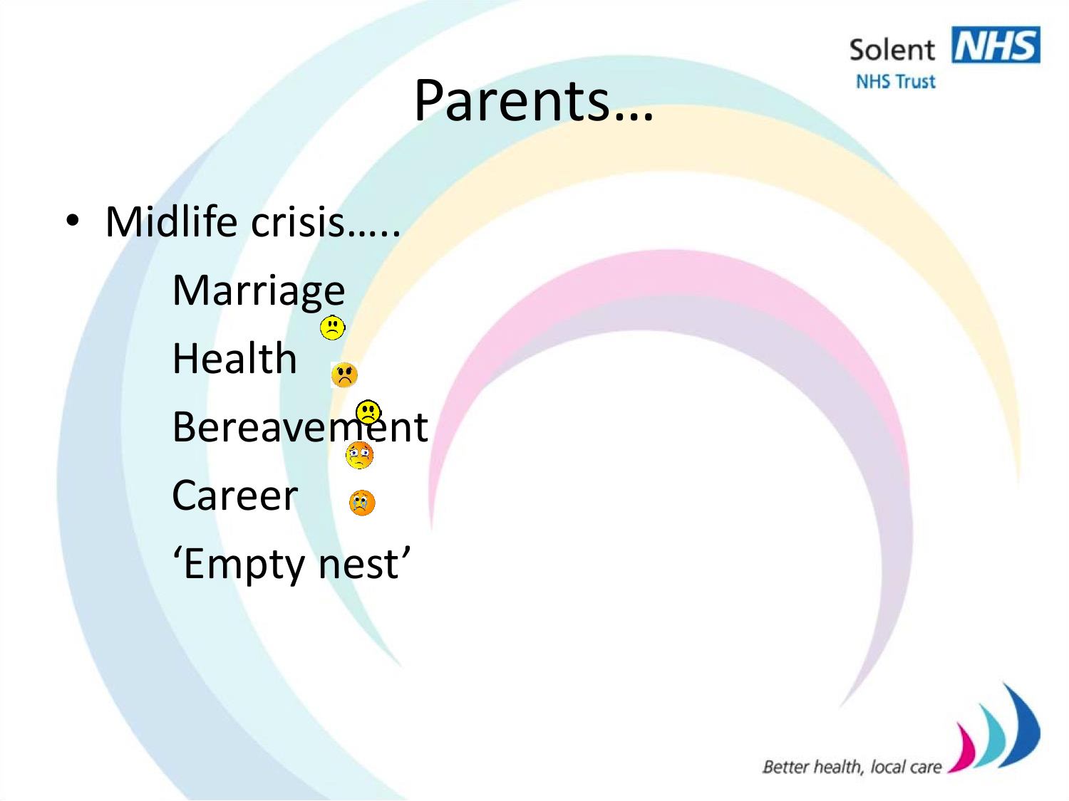# Parents…

- Midlife crisis…..
  - Marriage
  - Health
  - Bereavement
  - Career
  - ‘Empty nest’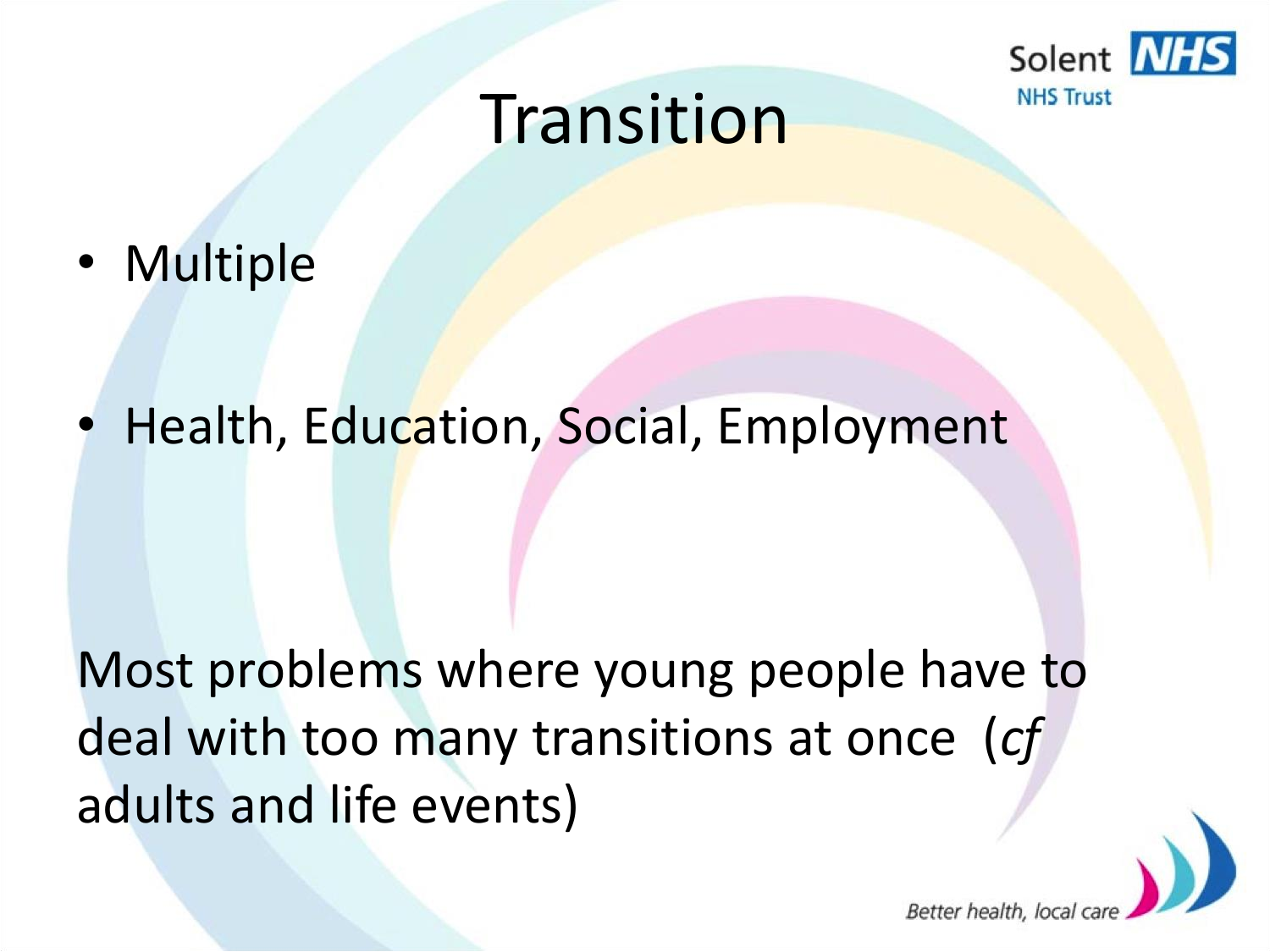# Transition

- Multiple
- Health, Education, Social, Employment

Most problems where young people have to deal with too many transitions at once (*cf* adults and life events)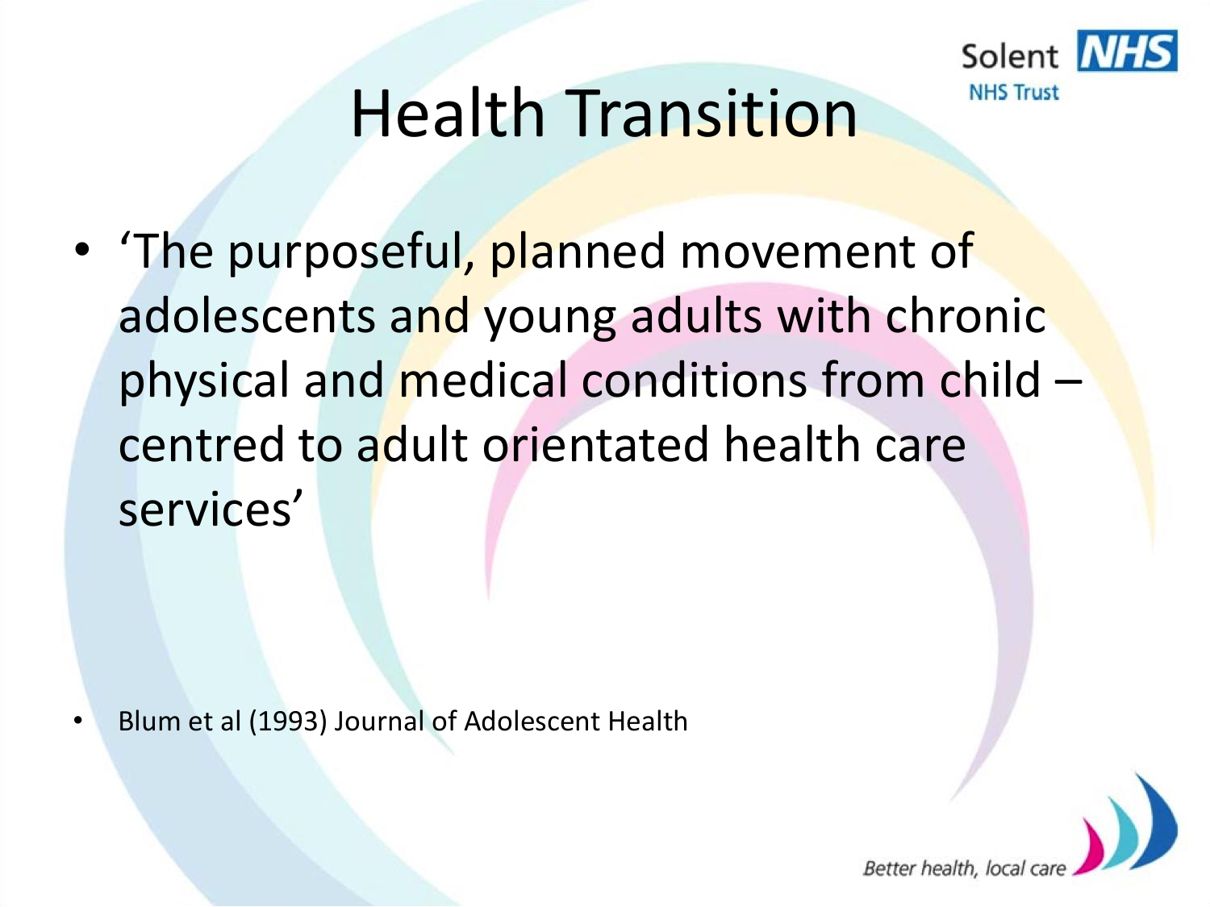# Health Transition

- 'The purposeful, planned movement of adolescents and young adults with chronic physical and medical conditions from child – centred to adult orientated health care services'

- Blum et al (1993) Journal of Adolescent Health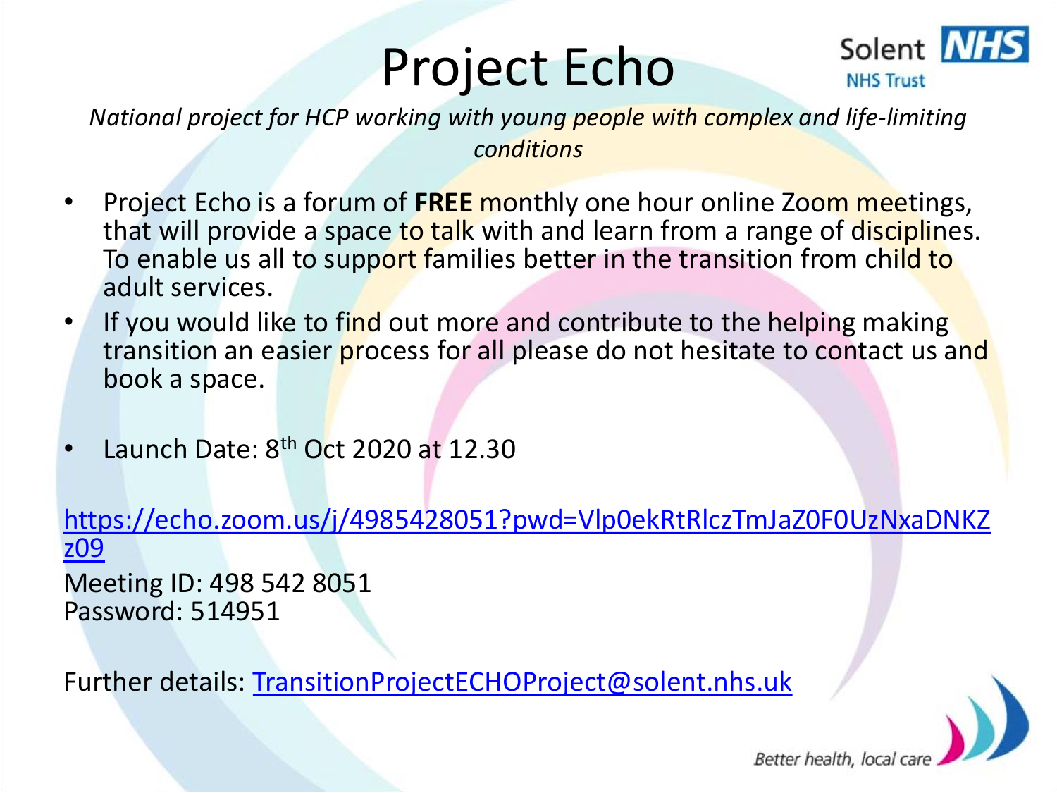# Project Echo

*National project for HCP working with young people with complex and life-limiting conditions*

- Project Echo is a forum of **FREE** monthly one hour online Zoom meetings, that will provide a space to talk with and learn from a range of disciplines. To enable us all to support families better in the transition from child to adult services.
- If you would like to find out more and contribute to the helping making transition an easier process for all please do not hesitate to contact us and book a space.
- Launch Date: 8th Oct 2020 at 12.30

https://echo.zoom.us/j/4985428051?pwd=Vlp0ekRtRlczTmJaZ0F0UzNxaDNKZz09

Meeting ID: 498 542 8051
Password: 514951

Further details: TransitionProjectECHOProject@solent.nhs.uk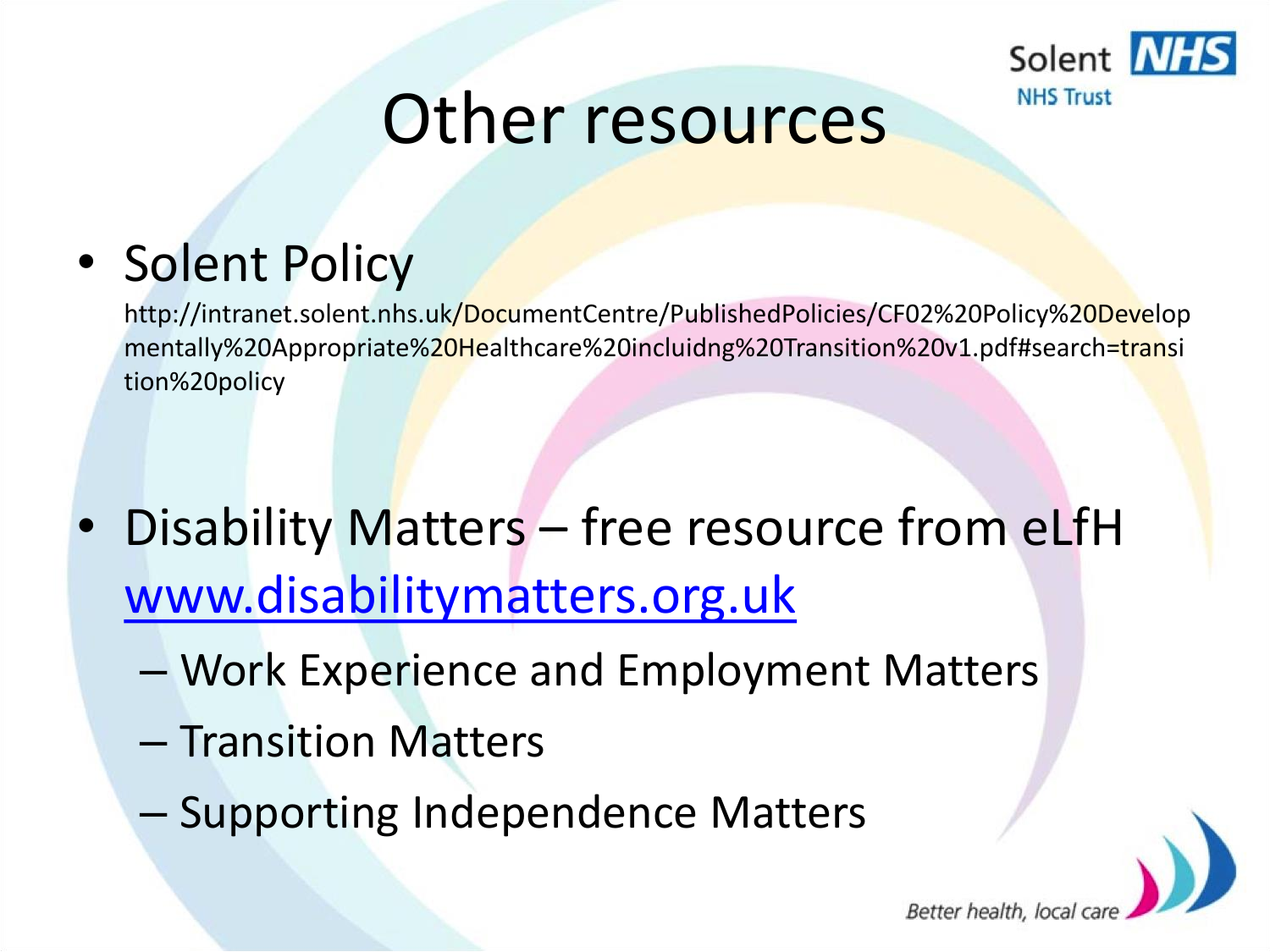# Other resources

- Solent Policy

  http://intranet.solent.nhs.uk/DocumentCentre/PublishedPolicies/CF02%20Policy%20Developmentally%20Appropriate%20Healthcare%20incluidng%20Transition%20v1.pdf#search=transition%20policy

- Disability Matters – free resource from eLfH [www.disabilitymatters.org.uk](http://www.disabilitymatters.org.uk)
  - Work Experience and Employment Matters
  - Transition Matters
  - Supporting Independence Matters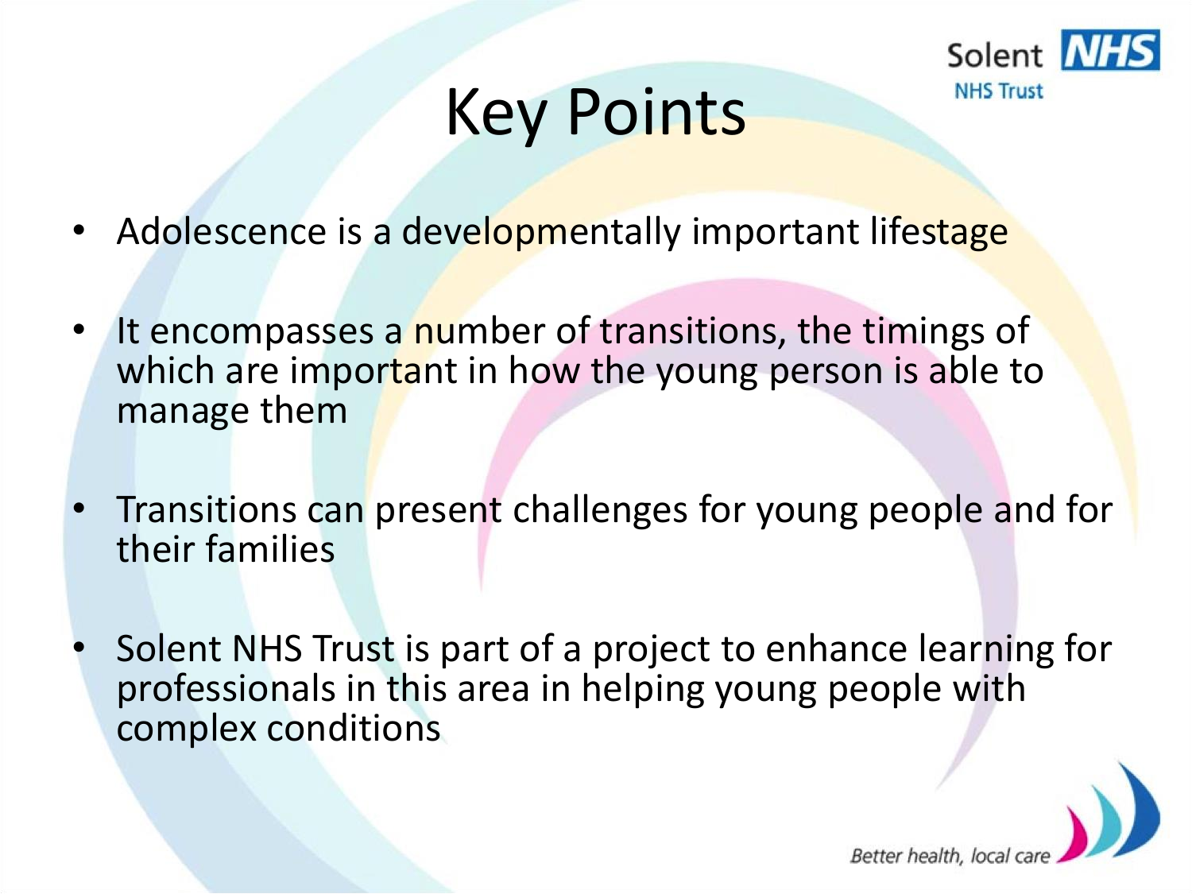# Key Points

- Adolescence is a developmentally important lifestage
- It encompasses a number of transitions, the timings of which are important in how the young person is able to manage them
- Transitions can present challenges for young people and for their families
- Solent NHS Trust is part of a project to enhance learning for professionals in this area in helping young people with complex conditions